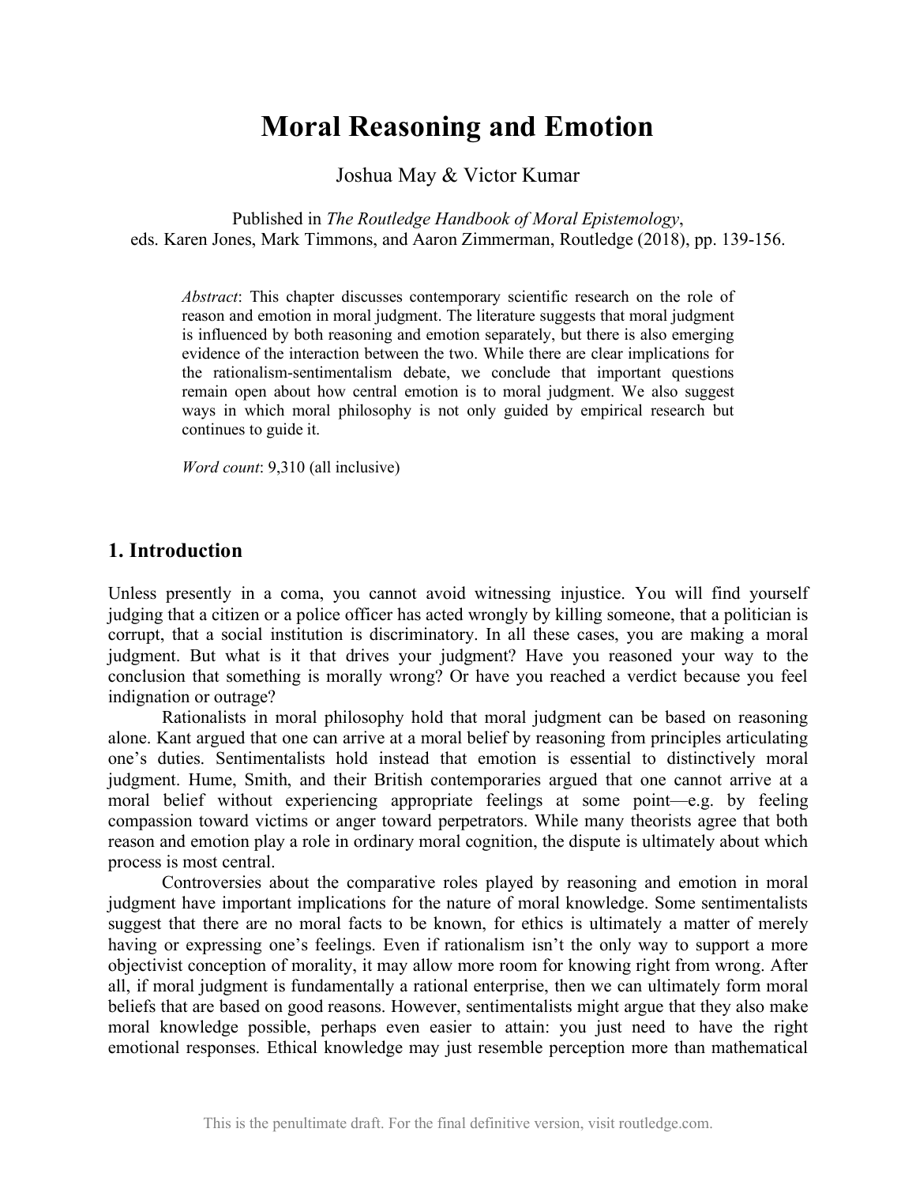# Moral Reasoning and Emotion

Joshua May & Victor Kumar

Published in *The Routledge Handbook of Moral Epistemology*,
eds. Karen Jones, Mark Timmons, and Aaron Zimmerman, Routledge (2018), pp. 139-156.

*Abstract*: This chapter discusses contemporary scientific research on the role of reason and emotion in moral judgment. The literature suggests that moral judgment is influenced by both reasoning and emotion separately, but there is also emerging evidence of the interaction between the two. While there are clear implications for the rationalism-sentimentalism debate, we conclude that important questions remain open about how central emotion is to moral judgment. We also suggest ways in which moral philosophy is not only guided by empirical research but continues to guide it.

*Word count*: 9,310 (all inclusive)

## 1. Introduction

Unless presently in a coma, you cannot avoid witnessing injustice. You will find yourself judging that a citizen or a police officer has acted wrongly by killing someone, that a politician is corrupt, that a social institution is discriminatory. In all these cases, you are making a moral judgment. But what is it that drives your judgment? Have you reasoned your way to the conclusion that something is morally wrong? Or have you reached a verdict because you feel indignation or outrage?

Rationalists in moral philosophy hold that moral judgment can be based on reasoning alone. Kant argued that one can arrive at a moral belief by reasoning from principles articulating one's duties. Sentimentalists hold instead that emotion is essential to distinctively moral judgment. Hume, Smith, and their British contemporaries argued that one cannot arrive at a moral belief without experiencing appropriate feelings at some point—e.g. by feeling compassion toward victims or anger toward perpetrators. While many theorists agree that both reason and emotion play a role in ordinary moral cognition, the dispute is ultimately about which process is most central.

Controversies about the comparative roles played by reasoning and emotion in moral judgment have important implications for the nature of moral knowledge. Some sentimentalists suggest that there are no moral facts to be known, for ethics is ultimately a matter of merely having or expressing one's feelings. Even if rationalism isn't the only way to support a more objectivist conception of morality, it may allow more room for knowing right from wrong. After all, if moral judgment is fundamentally a rational enterprise, then we can ultimately form moral beliefs that are based on good reasons. However, sentimentalists might argue that they also make moral knowledge possible, perhaps even easier to attain: you just need to have the right emotional responses. Ethical knowledge may just resemble perception more than mathematical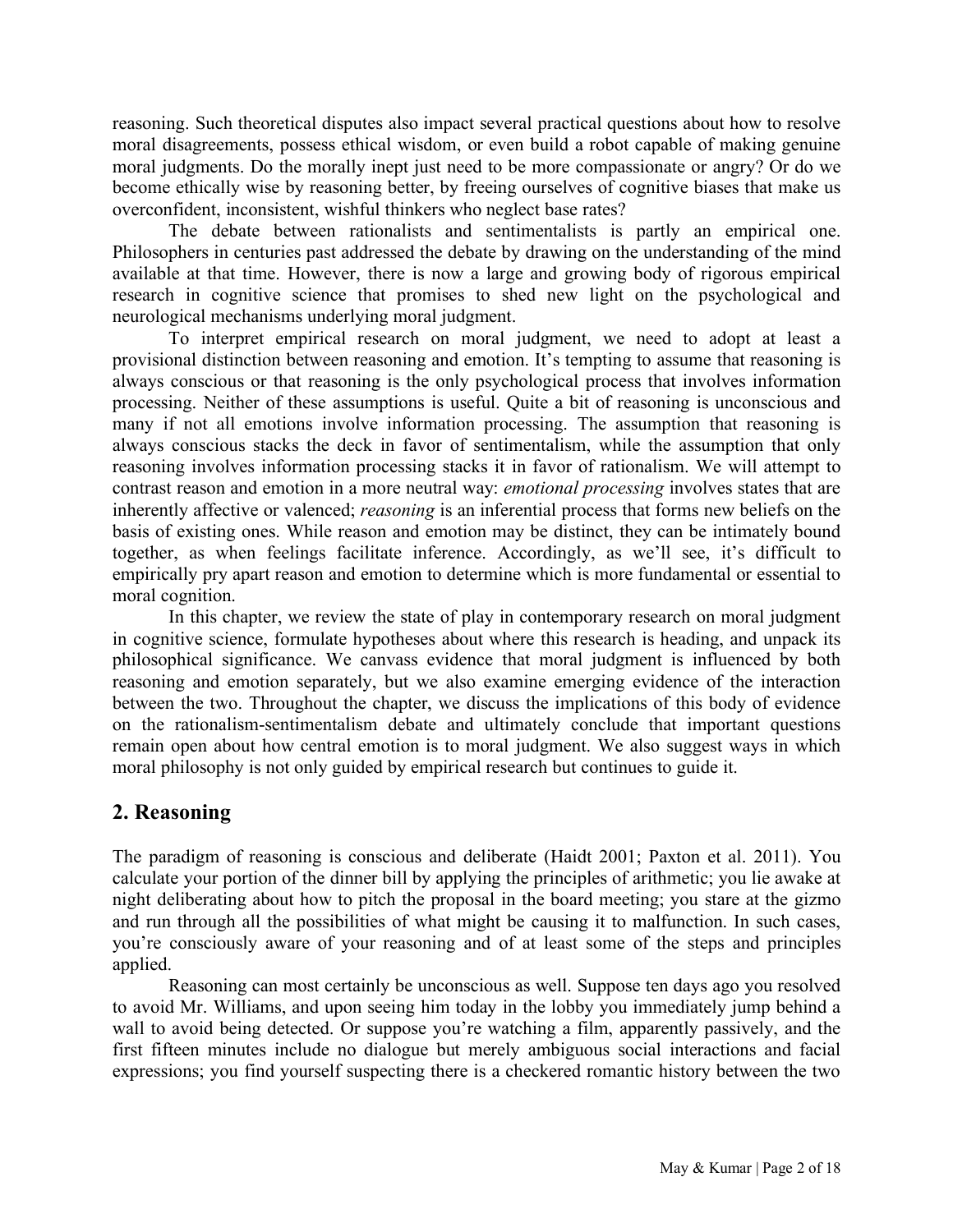reasoning. Such theoretical disputes also impact several practical questions about how to resolve moral disagreements, possess ethical wisdom, or even build a robot capable of making genuine moral judgments. Do the morally inept just need to be more compassionate or angry? Or do we become ethically wise by reasoning better, by freeing ourselves of cognitive biases that make us overconfident, inconsistent, wishful thinkers who neglect base rates?

The debate between rationalists and sentimentalists is partly an empirical one. Philosophers in centuries past addressed the debate by drawing on the understanding of the mind available at that time. However, there is now a large and growing body of rigorous empirical research in cognitive science that promises to shed new light on the psychological and neurological mechanisms underlying moral judgment.

To interpret empirical research on moral judgment, we need to adopt at least a provisional distinction between reasoning and emotion. It's tempting to assume that reasoning is always conscious or that reasoning is the only psychological process that involves information processing. Neither of these assumptions is useful. Quite a bit of reasoning is unconscious and many if not all emotions involve information processing. The assumption that reasoning is always conscious stacks the deck in favor of sentimentalism, while the assumption that only reasoning involves information processing stacks it in favor of rationalism. We will attempt to contrast reason and emotion in a more neutral way: *emotional processing* involves states that are inherently affective or valenced; *reasoning* is an inferential process that forms new beliefs on the basis of existing ones. While reason and emotion may be distinct, they can be intimately bound together, as when feelings facilitate inference. Accordingly, as we'll see, it's difficult to empirically pry apart reason and emotion to determine which is more fundamental or essential to moral cognition.

In this chapter, we review the state of play in contemporary research on moral judgment in cognitive science, formulate hypotheses about where this research is heading, and unpack its philosophical significance. We canvass evidence that moral judgment is influenced by both reasoning and emotion separately, but we also examine emerging evidence of the interaction between the two. Throughout the chapter, we discuss the implications of this body of evidence on the rationalism-sentimentalism debate and ultimately conclude that important questions remain open about how central emotion is to moral judgment. We also suggest ways in which moral philosophy is not only guided by empirical research but continues to guide it.

## 2. Reasoning

The paradigm of reasoning is conscious and deliberate (Haidt 2001; Paxton et al. 2011). You calculate your portion of the dinner bill by applying the principles of arithmetic; you lie awake at night deliberating about how to pitch the proposal in the board meeting; you stare at the gizmo and run through all the possibilities of what might be causing it to malfunction. In such cases, you're consciously aware of your reasoning and of at least some of the steps and principles applied.

Reasoning can most certainly be unconscious as well. Suppose ten days ago you resolved to avoid Mr. Williams, and upon seeing him today in the lobby you immediately jump behind a wall to avoid being detected. Or suppose you're watching a film, apparently passively, and the first fifteen minutes include no dialogue but merely ambiguous social interactions and facial expressions; you find yourself suspecting there is a checkered romantic history between the two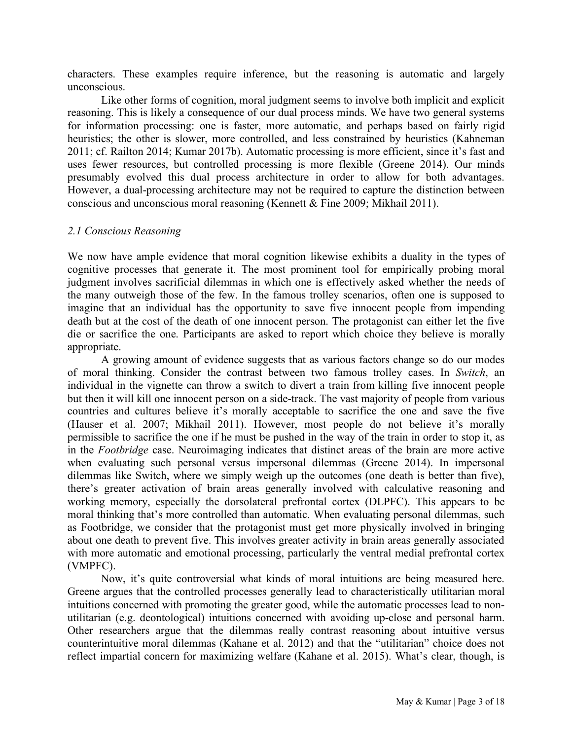characters. These examples require inference, but the reasoning is automatic and largely unconscious.

Like other forms of cognition, moral judgment seems to involve both implicit and explicit reasoning. This is likely a consequence of our dual process minds. We have two general systems for information processing: one is faster, more automatic, and perhaps based on fairly rigid heuristics; the other is slower, more controlled, and less constrained by heuristics (Kahneman 2011; cf. Railton 2014; Kumar 2017b). Automatic processing is more efficient, since it's fast and uses fewer resources, but controlled processing is more flexible (Greene 2014). Our minds presumably evolved this dual process architecture in order to allow for both advantages. However, a dual-processing architecture may not be required to capture the distinction between conscious and unconscious moral reasoning (Kennett & Fine 2009; Mikhail 2011).

### *2.1 Conscious Reasoning*

We now have ample evidence that moral cognition likewise exhibits a duality in the types of cognitive processes that generate it. The most prominent tool for empirically probing moral judgment involves sacrificial dilemmas in which one is effectively asked whether the needs of the many outweigh those of the few. In the famous trolley scenarios, often one is supposed to imagine that an individual has the opportunity to save five innocent people from impending death but at the cost of the death of one innocent person. The protagonist can either let the five die or sacrifice the one. Participants are asked to report which choice they believe is morally appropriate.

A growing amount of evidence suggests that as various factors change so do our modes of moral thinking. Consider the contrast between two famous trolley cases. In *Switch*, an individual in the vignette can throw a switch to divert a train from killing five innocent people but then it will kill one innocent person on a side-track. The vast majority of people from various countries and cultures believe it's morally acceptable to sacrifice the one and save the five (Hauser et al. 2007; Mikhail 2011). However, most people do not believe it's morally permissible to sacrifice the one if he must be pushed in the way of the train in order to stop it, as in the *Footbridge* case. Neuroimaging indicates that distinct areas of the brain are more active when evaluating such personal versus impersonal dilemmas (Greene 2014). In impersonal dilemmas like Switch, where we simply weigh up the outcomes (one death is better than five), there's greater activation of brain areas generally involved with calculative reasoning and working memory, especially the dorsolateral prefrontal cortex (DLPFC). This appears to be moral thinking that's more controlled than automatic. When evaluating personal dilemmas, such as Footbridge, we consider that the protagonist must get more physically involved in bringing about one death to prevent five. This involves greater activity in brain areas generally associated with more automatic and emotional processing, particularly the ventral medial prefrontal cortex (VMPFC).

Now, it's quite controversial what kinds of moral intuitions are being measured here. Greene argues that the controlled processes generally lead to characteristically utilitarian moral intuitions concerned with promoting the greater good, while the automatic processes lead to non-utilitarian (e.g. deontological) intuitions concerned with avoiding up-close and personal harm. Other researchers argue that the dilemmas really contrast reasoning about intuitive versus counterintuitive moral dilemmas (Kahane et al. 2012) and that the "utilitarian" choice does not reflect impartial concern for maximizing welfare (Kahane et al. 2015). What's clear, though, is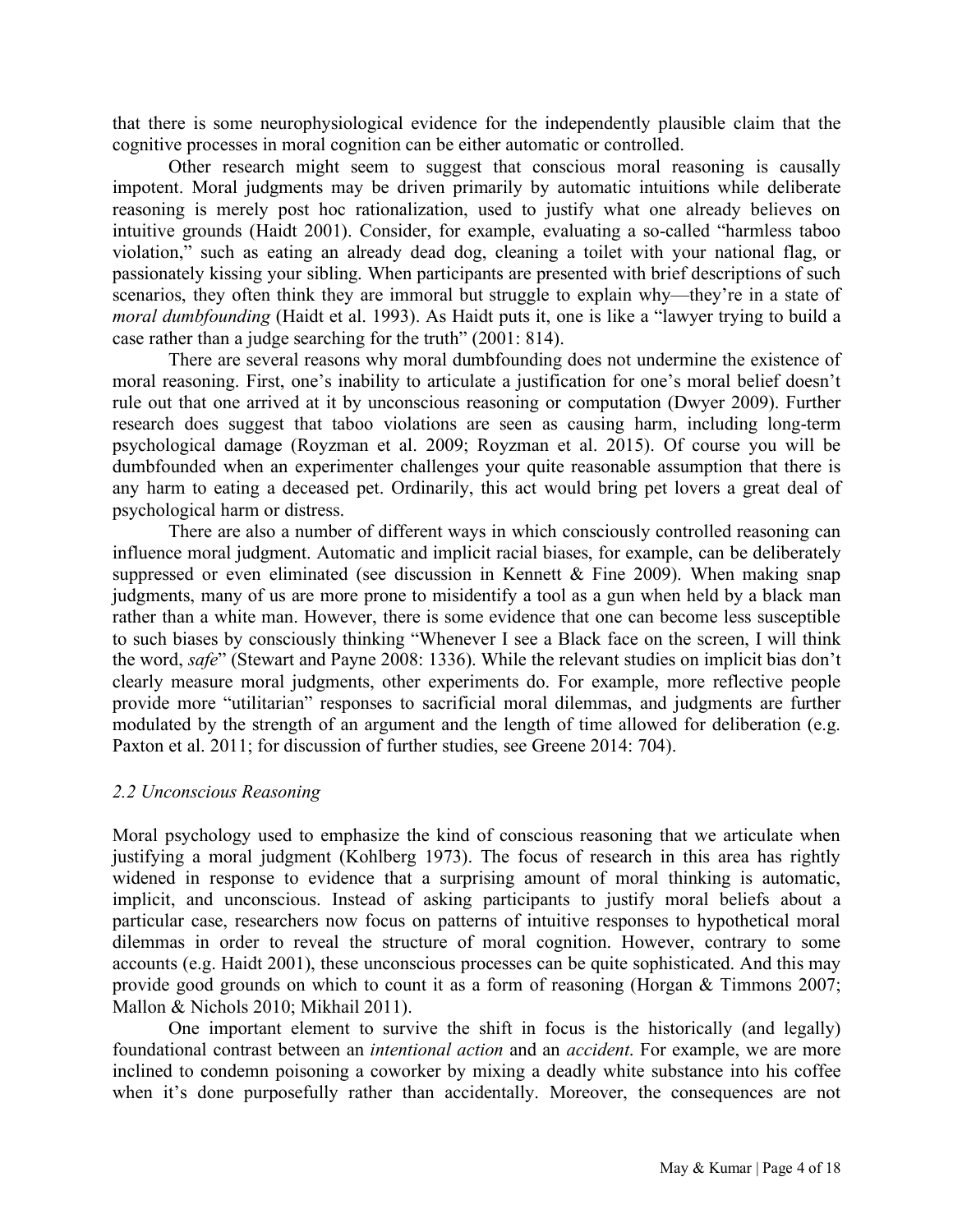that there is some neurophysiological evidence for the independently plausible claim that the cognitive processes in moral cognition can be either automatic or controlled.

Other research might seem to suggest that conscious moral reasoning is causally impotent. Moral judgments may be driven primarily by automatic intuitions while deliberate reasoning is merely post hoc rationalization, used to justify what one already believes on intuitive grounds (Haidt 2001). Consider, for example, evaluating a so-called "harmless taboo violation," such as eating an already dead dog, cleaning a toilet with your national flag, or passionately kissing your sibling. When participants are presented with brief descriptions of such scenarios, they often think they are immoral but struggle to explain why—they're in a state of *moral dumbfounding* (Haidt et al. 1993). As Haidt puts it, one is like a "lawyer trying to build a case rather than a judge searching for the truth" (2001: 814).

There are several reasons why moral dumbfounding does not undermine the existence of moral reasoning. First, one's inability to articulate a justification for one's moral belief doesn't rule out that one arrived at it by unconscious reasoning or computation (Dwyer 2009). Further research does suggest that taboo violations are seen as causing harm, including long-term psychological damage (Royzman et al. 2009; Royzman et al. 2015). Of course you will be dumbfounded when an experimenter challenges your quite reasonable assumption that there is any harm to eating a deceased pet. Ordinarily, this act would bring pet lovers a great deal of psychological harm or distress.

There are also a number of different ways in which consciously controlled reasoning can influence moral judgment. Automatic and implicit racial biases, for example, can be deliberately suppressed or even eliminated (see discussion in Kennett & Fine 2009). When making snap judgments, many of us are more prone to misidentify a tool as a gun when held by a black man rather than a white man. However, there is some evidence that one can become less susceptible to such biases by consciously thinking "Whenever I see a Black face on the screen, I will think the word, *safe*" (Stewart and Payne 2008: 1336). While the relevant studies on implicit bias don't clearly measure moral judgments, other experiments do. For example, more reflective people provide more "utilitarian" responses to sacrificial moral dilemmas, and judgments are further modulated by the strength of an argument and the length of time allowed for deliberation (e.g. Paxton et al. 2011; for discussion of further studies, see Greene 2014: 704).

### *2.2 Unconscious Reasoning*

Moral psychology used to emphasize the kind of conscious reasoning that we articulate when justifying a moral judgment (Kohlberg 1973). The focus of research in this area has rightly widened in response to evidence that a surprising amount of moral thinking is automatic, implicit, and unconscious. Instead of asking participants to justify moral beliefs about a particular case, researchers now focus on patterns of intuitive responses to hypothetical moral dilemmas in order to reveal the structure of moral cognition. However, contrary to some accounts (e.g. Haidt 2001), these unconscious processes can be quite sophisticated. And this may provide good grounds on which to count it as a form of reasoning (Horgan & Timmons 2007; Mallon & Nichols 2010; Mikhail 2011).

One important element to survive the shift in focus is the historically (and legally) foundational contrast between an *intentional action* and an *accident*. For example, we are more inclined to condemn poisoning a coworker by mixing a deadly white substance into his coffee when it's done purposefully rather than accidentally. Moreover, the consequences are not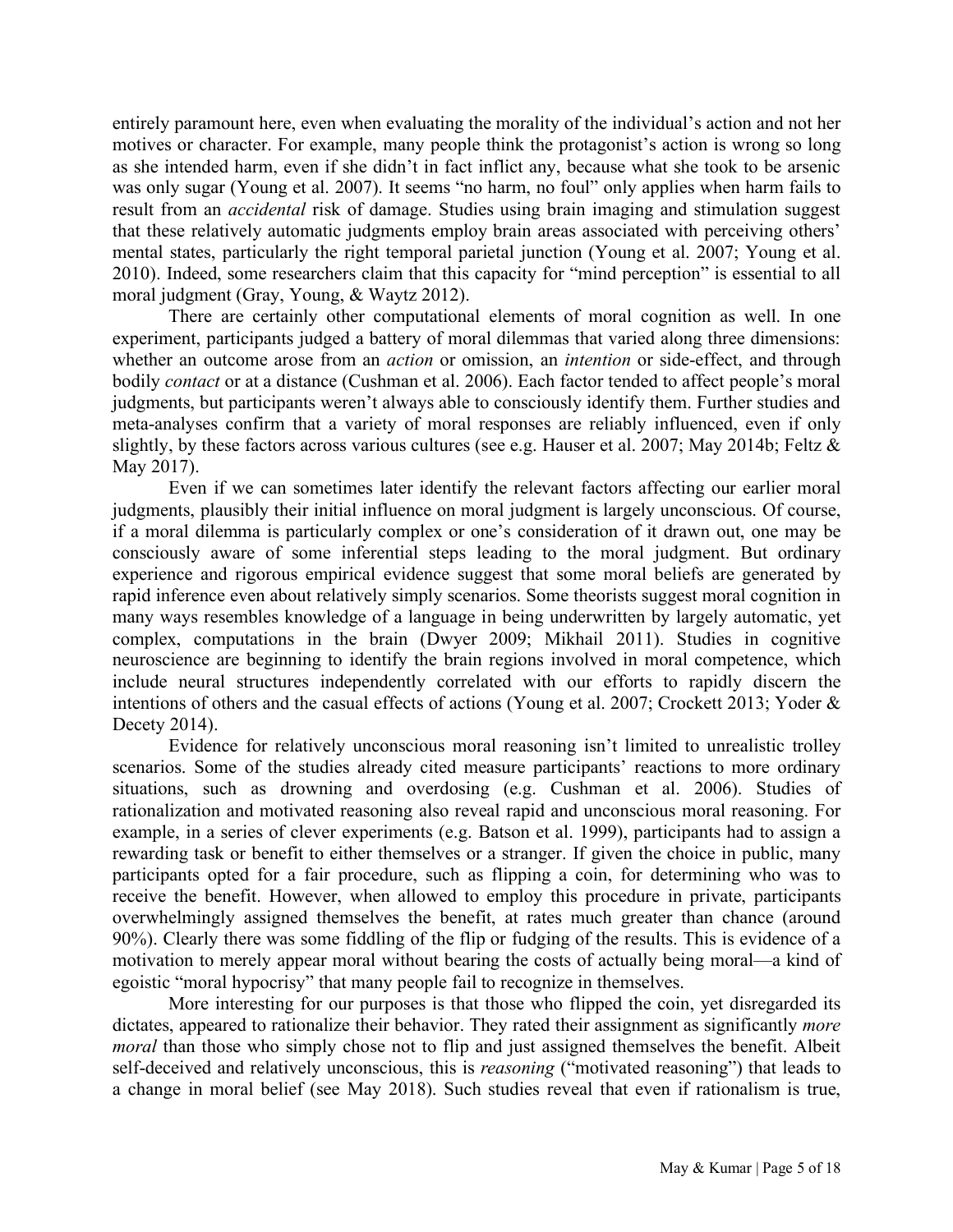entirely paramount here, even when evaluating the morality of the individual's action and not her motives or character. For example, many people think the protagonist's action is wrong so long as she intended harm, even if she didn't in fact inflict any, because what she took to be arsenic was only sugar (Young et al. 2007). It seems "no harm, no foul" only applies when harm fails to result from an *accidental* risk of damage. Studies using brain imaging and stimulation suggest that these relatively automatic judgments employ brain areas associated with perceiving others' mental states, particularly the right temporal parietal junction (Young et al. 2007; Young et al. 2010). Indeed, some researchers claim that this capacity for "mind perception" is essential to all moral judgment (Gray, Young, & Waytz 2012).

There are certainly other computational elements of moral cognition as well. In one experiment, participants judged a battery of moral dilemmas that varied along three dimensions: whether an outcome arose from an *action* or omission, an *intention* or side-effect, and through bodily *contact* or at a distance (Cushman et al. 2006). Each factor tended to affect people's moral judgments, but participants weren't always able to consciously identify them. Further studies and meta-analyses confirm that a variety of moral responses are reliably influenced, even if only slightly, by these factors across various cultures (see e.g. Hauser et al. 2007; May 2014b; Feltz & May 2017).

Even if we can sometimes later identify the relevant factors affecting our earlier moral judgments, plausibly their initial influence on moral judgment is largely unconscious. Of course, if a moral dilemma is particularly complex or one's consideration of it drawn out, one may be consciously aware of some inferential steps leading to the moral judgment. But ordinary experience and rigorous empirical evidence suggest that some moral beliefs are generated by rapid inference even about relatively simply scenarios. Some theorists suggest moral cognition in many ways resembles knowledge of a language in being underwritten by largely automatic, yet complex, computations in the brain (Dwyer 2009; Mikhail 2011). Studies in cognitive neuroscience are beginning to identify the brain regions involved in moral competence, which include neural structures independently correlated with our efforts to rapidly discern the intentions of others and the casual effects of actions (Young et al. 2007; Crockett 2013; Yoder & Decety 2014).

Evidence for relatively unconscious moral reasoning isn't limited to unrealistic trolley scenarios. Some of the studies already cited measure participants' reactions to more ordinary situations, such as drowning and overdosing (e.g. Cushman et al. 2006). Studies of rationalization and motivated reasoning also reveal rapid and unconscious moral reasoning. For examplle, in a series of clever experiments (e.g. Batson et al. 1999), participants had to assign a rewarding task or benefit to either themselves or a stranger. If given the choice in public, many participants opted for a fair procedure, such as flipping a coin, for determining who was to receive the benefit. However, when allowed to employ this procedure in private, participants overwhelmingly assigned themselves the benefit, at rates much greater than chance (around 90%). Clearly there was some fiddling of the flip or fudging of the results. This is evidence of a motivation to merely appear moral without bearing the costs of actually being moral—a kind of egoistic "moral hypocrisy" that many people fail to recognize in themselves.

More interesting for our purposes is that those who flipped the coin, yet disregarded its dictates, appeared to rationalize their behavior. They rated their assignment as significantly *more moral* than those who simply chose not to flip and just assigned themselves the benefit. Albeit self-deceived and relatively unconscious, this is *reasoning* ("motivated reasoning") that leads to a change in moral belief (see May 2018). Such studies reveal that even if rationalism is true,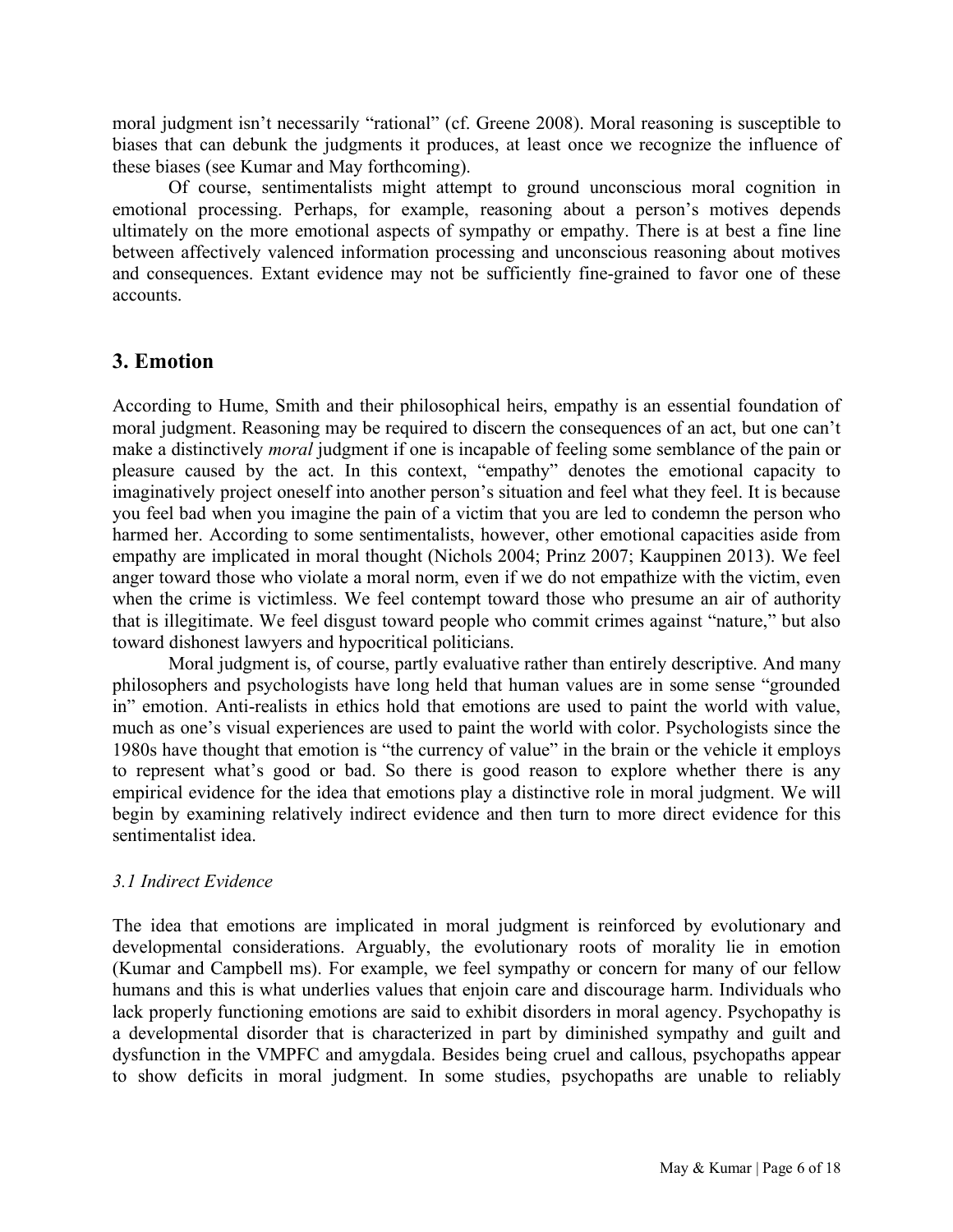moral judgment isn't necessarily "rational" (cf. Greene 2008). Moral reasoning is susceptible to biases that can debunk the judgments it produces, at least once we recognize the influence of these biases (see Kumar and May forthcoming).

Of course, sentimentalists might attempt to ground unconscious moral cognition in emotional processing. Perhaps, for example, reasoning about a person's motives depends ultimately on the more emotional aspects of sympathy or empathy. There is at best a fine line between affectively valenced information processing and unconscious reasoning about motives and consequences. Extant evidence may not be sufficiently fine-grained to favor one of these accounts.

## 3. Emotion

According to Hume, Smith and their philosophical heirs, empathy is an essential foundation of moral judgment. Reasoning may be required to discern the consequences of an act, but one can't make a distinctively *moral* judgment if one is incapable of feeling some semblance of the pain or pleasure caused by the act. In this context, "empathy" denotes the emotional capacity to imaginatively project oneself into another person's situation and feel what they feel. It is because you feel bad when you imagine the pain of a victim that you are led to condemn the person who harmed her. According to some sentimentalists, however, other emotional capacities aside from empathy are implicated in moral thought (Nichols 2004; Prinz 2007; Kauppinen 2013). We feel anger toward those who violate a moral norm, even if we do not empathize with the victim, even when the crime is victimless. We feel contempt toward those who presume an air of authority that is illegitimate. We feel disgust toward people who commit crimes against "nature," but also toward dishonest lawyers and hypocritical politicians.

Moral judgment is, of course, partly evaluative rather than entirely descriptive. And many philosophers and psychologists have long held that human values are in some sense "grounded in" emotion. Anti-realists in ethics hold that emotions are used to paint the world with value, much as one's visual experiences are used to paint the world with color. Psychologists since the 1980s have thought that emotion is "the currency of value" in the brain or the vehicle it employs to represent what's good or bad. So there is good reason to explore whether there is any empirical evidence for the idea that emotions play a distinctive role in moral judgment. We will begin by examining relatively indirect evidence and then turn to more direct evidence for this sentimentalist idea.

### *3.1 Indirect Evidence*

The idea that emotions are implicated in moral judgment is reinforced by evolutionary and developmental considerations. Arguably, the evolutionary roots of morality lie in emotion (Kumar and Campbell ms). For example, we feel sympathy or concern for many of our fellow humans and this is what underlies values that enjoin care and discourage harm. Individuals who lack properly functioning emotions are said to exhibit disorders in moral agency. Psychopathy is a developmental disorder that is characterized in part by diminished sympathy and guilt and dysfunction in the VMPFC and amygdala. Besides being cruel and callous, psychopaths appear to show deficits in moral judgment. In some studies, psychopaths are unable to reliably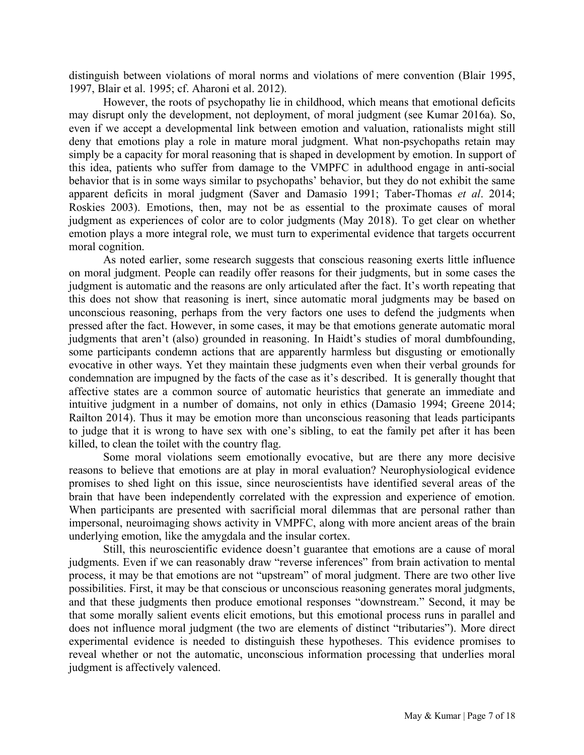distinguish between violations of moral norms and violations of mere convention (Blair 1995, 1997, Blair et al. 1995; cf. Aharoni et al. 2012).

However, the roots of psychopathy lie in childhood, which means that emotional deficits may disrupt only the development, not deployment, of moral judgment (see Kumar 2016a). So, even if we accept a developmental link between emotion and valuation, rationalists might still deny that emotions play a role in mature moral judgment. What non-psychopaths retain may simply be a capacity for moral reasoning that is shaped in development by emotion. In support of this idea, patients who suffer from damage to the VMPFC in adulthood engage in anti-social behavior that is in some ways similar to psychopaths' behavior, but they do not exhibit the same apparent deficits in moral judgment (Saver and Damasio 1991; Taber-Thomas *et al*. 2014; Roskies 2003). Emotions, then, may not be as essential to the proximate causes of moral judgment as experiences of color are to color judgments (May 2018). To get clear on whether emotion plays a more integral role, we must turn to experimental evidence that targets occurrent moral cognition.

As noted earlier, some research suggests that conscious reasoning exerts little influence on moral judgment. People can readily offer reasons for their judgments, but in some cases the judgment is automatic and the reasons are only articulated after the fact. It's worth repeating that this does not show that reasoning is inert, since automatic moral judgments may be based on unconscious reasoning, perhaps from the very factors one uses to defend the judgments when pressed after the fact. However, in some cases, it may be that emotions generate automatic moral judgments that aren't (also) grounded in reasoning. In Haidt's studies of moral dumbfounding, some participants condemn actions that are apparently harmless but disgusting or emotionally evocative in other ways. Yet they maintain these judgments even when their verbal grounds for condemnation are impugned by the facts of the case as it's described. It is generally thought that affective states are a common source of automatic heuristics that generate an immediate and intuitive judgment in a number of domains, not only in ethics (Damasio 1994; Greene 2014; Railton 2014). Thus it may be emotion more than unconscious reasoning that leads participants to judge that it is wrong to have sex with one's sibling, to eat the family pet after it has been killed, to clean the toilet with the country flag.

Some moral violations seem emotionally evocative, but are there any more decisive reasons to believe that emotions are at play in moral evaluation? Neurophysiological evidence promises to shed light on this issue, since neuroscientists have identified several areas of the brain that have been independently correlated with the expression and experience of emotion. When participants are presented with sacrificial moral dilemmas that are personal rather than impersonal, neuroimaging shows activity in VMPFC, along with more ancient areas of the brain underlying emotion, like the amygdala and the insular cortex.

Still, this neuroscientific evidence doesn't guarantee that emotions are a cause of moral judgments. Even if we can reasonably draw "reverse inferences" from brain activation to mental process, it may be that emotions are not "upstream" of moral judgment. There are two other live possibilities. First, it may be that conscious or unconscious reasoning generates moral judgments, and that these judgments then produce emotional responses "downstream." Second, it may be that some morally salient events elicit emotions, but this emotional process runs in parallel and does not influence moral judgment (the two are elements of distinct "tributaries"). More direct experimental evidence is needed to distinguish these hypotheses. This evidence promises to reveal whether or not the automatic, unconscious information processing that underlies moral judgment is affectively valenced.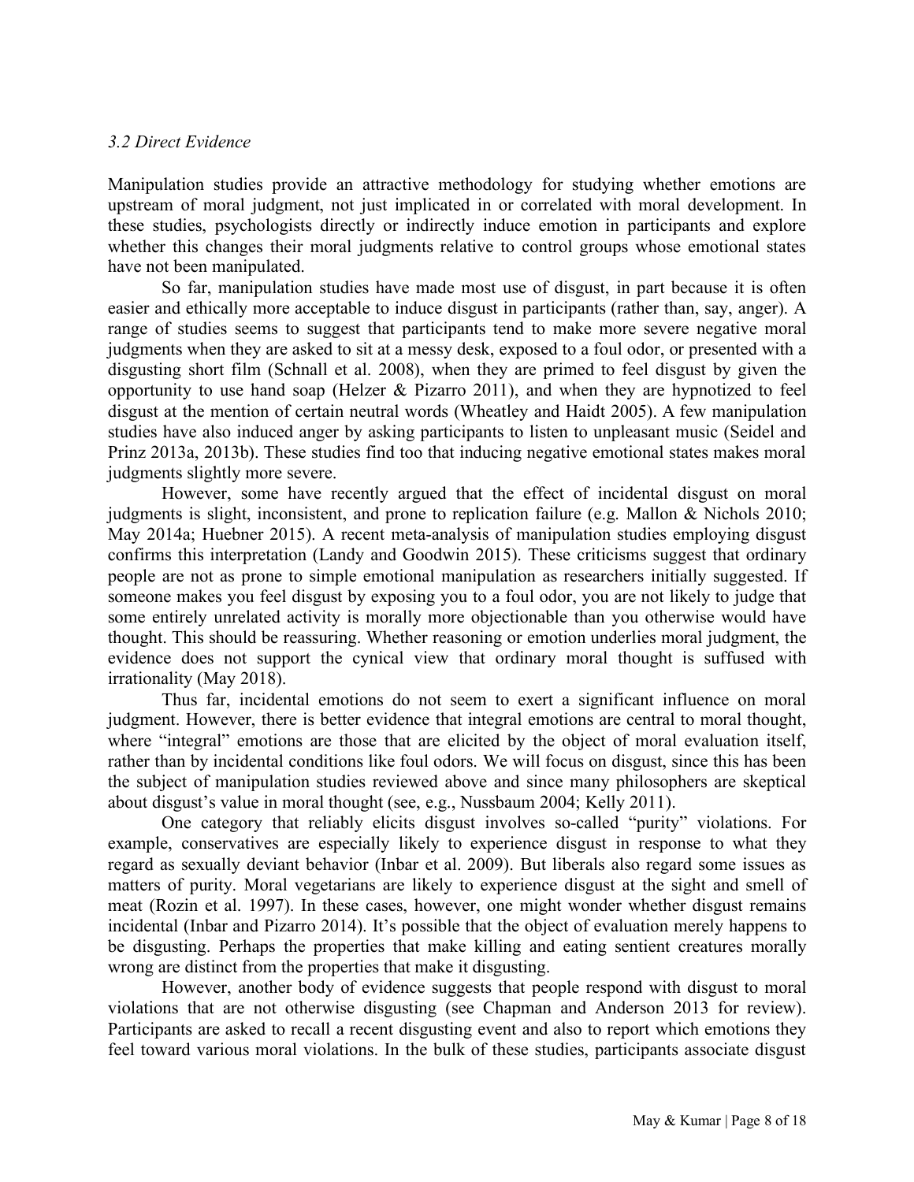*3.2 Direct Evidence*

Manipulation studies provide an attractive methodology for studying whether emotions are upstream of moral judgment, not just implicated in or correlated with moral development. In these studies, psychologists directly or indirectly induce emotion in participants and explore whether this changes their moral judgments relative to control groups whose emotional states have not been manipulated.

So far, manipulation studies have made most use of disgust, in part because it is often easier and ethically more acceptable to induce disgust in participants (rather than, say, anger). A range of studies seems to suggest that participants tend to make more severe negative moral judgments when they are asked to sit at a messy desk, exposed to a foul odor, or presented with a disgusting short film (Schnall et al. 2008), when they are primed to feel disgust by given the opportunity to use hand soap (Helzer & Pizarro 2011), and when they are hypnotized to feel disgust at the mention of certain neutral words (Wheatley and Haidt 2005). A few manipulation studies have also induced anger by asking participants to listen to unpleasant music (Seidel and Prinz 2013a, 2013b). These studies find too that inducing negative emotional states makes moral judgments slightly more severe.

However, some have recently argued that the effect of incidental disgust on moral judgments is slight, inconsistent, and prone to replication failure (e.g. Mallon & Nichols 2010; May 2014a; Huebner 2015). A recent meta-analysis of manipulation studies employing disgust confirms this interpretation (Landy and Goodwin 2015). These criticisms suggest that ordinary people are not as prone to simple emotional manipulation as researchers initially suggested. If someone makes you feel disgust by exposing you to a foul odor, you are not likely to judge that some entirely unrelated activity is morally more objectionable than you otherwise would have thought. This should be reassuring. Whether reasoning or emotion underlies moral judgment, the evidence does not support the cynical view that ordinary moral thought is suffused with irrationality (May 2018).

Thus far, incidental emotions do not seem to exert a significant influence on moral judgment. However, there is better evidence that integral emotions are central to moral thought, where "integral" emotions are those that are elicited by the object of moral evaluation itself, rather than by incidental conditions like foul odors. We will focus on disgust, since this has been the subject of manipulation studies reviewed above and since many philosophers are skeptical about disgust's value in moral thought (see, e.g., Nussbaum 2004; Kelly 2011).

One category that reliably elicits disgust involves so-called "purity" violations. For example, conservatives are especially likely to experience disgust in response to what they regard as sexually deviant behavior (Inbar et al. 2009). But liberals also regard some issues as matters of purity. Moral vegetarians are likely to experience disgust at the sight and smell of meat (Rozin et al. 1997). In these cases, however, one might wonder whether disgust remains incidental (Inbar and Pizarro 2014). It's possible that the object of evaluation merely happens to be disgusting. Perhaps the properties that make killing and eating sentient creatures morally wrong are distinct from the properties that make it disgusting.

However, another body of evidence suggests that people respond with disgust to moral violations that are not otherwise disgusting (see Chapman and Anderson 2013 for review). Participants are asked to recall a recent disgusting event and also to report which emotions they feel toward various moral violations. In the bulk of these studies, participants associate disgust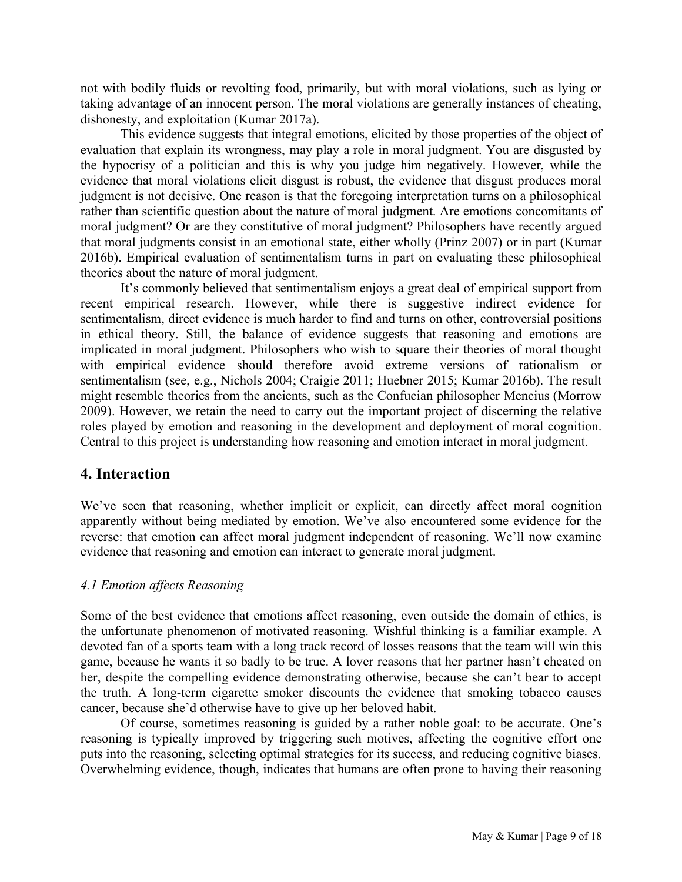not with bodily fluids or revolting food, primarily, but with moral violations, such as lying or taking advantage of an innocent person. The moral violations are generally instances of cheating, dishonesty, and exploitation (Kumar 2017a).

This evidence suggests that integral emotions, elicited by those properties of the object of evaluation that explain its wrongness, may play a role in moral judgment. You are disgusted by the hypocrisy of a politician and this is why you judge him negatively. However, while the evidence that moral violations elicit disgust is robust, the evidence that disgust produces moral judgment is not decisive. One reason is that the foregoing interpretation turns on a philosophical rather than scientific question about the nature of moral judgment. Are emotions concomitants of moral judgment? Or are they constitutive of moral judgment? Philosophers have recently argued that moral judgments consist in an emotional state, either wholly (Prinz 2007) or in part (Kumar 2016b). Empirical evaluation of sentimentalism turns in part on evaluating these philosophical theories about the nature of moral judgment.

It's commonly believed that sentimentalism enjoys a great deal of empirical support from recent empirical research. However, while there is suggestive indirect evidence for sentimentalism, direct evidence is much harder to find and turns on other, controversial positions in ethical theory. Still, the balance of evidence suggests that reasoning and emotions are implicated in moral judgment. Philosophers who wish to square their theories of moral thought with empirical evidence should therefore avoid extreme versions of rationalism or sentimentalism (see, e.g., Nichols 2004; Craigie 2011; Huebner 2015; Kumar 2016b). The result might resemble theories from the ancients, such as the Confucian philosopher Mencius (Morrow 2009). However, we retain the need to carry out the important project of discerning the relative roles played by emotion and reasoning in the development and deployment of moral cognition. Central to this project is understanding how reasoning and emotion interact in moral judgment.

## 4. Interaction

We've seen that reasoning, whether implicit or explicit, can directly affect moral cognition apparently without being mediated by emotion. We've also encountered some evidence for the reverse: that emotion can affect moral judgment independent of reasoning. We'll now examine evidence that reasoning and emotion can interact to generate moral judgment.

### *4.1 Emotion affects Reasoning*

Some of the best evidence that emotions affect reasoning, even outside the domain of ethics, is the unfortunate phenomenon of motivated reasoning. Wishful thinking is a familiar example. A devoted fan of a sports team with a long track record of losses reasons that the team will win this game, because he wants it so badly to be true. A lover reasons that her partner hasn't cheated on her, despite the compelling evidence demonstrating otherwise, because she can't bear to accept the truth. A long-term cigarette smoker discounts the evidence that smoking tobacco causes cancer, because she'd otherwise have to give up her beloved habit.

Of course, sometimes reasoning is guided by a rather noble goal: to be accurate. One's reasoning is typically improved by triggering such motives, affecting the cognitive effort one puts into the reasoning, selecting optimal strategies for its success, and reducing cognitive biases. Overwhelming evidence, though, indicates that humans are often prone to having their reasoning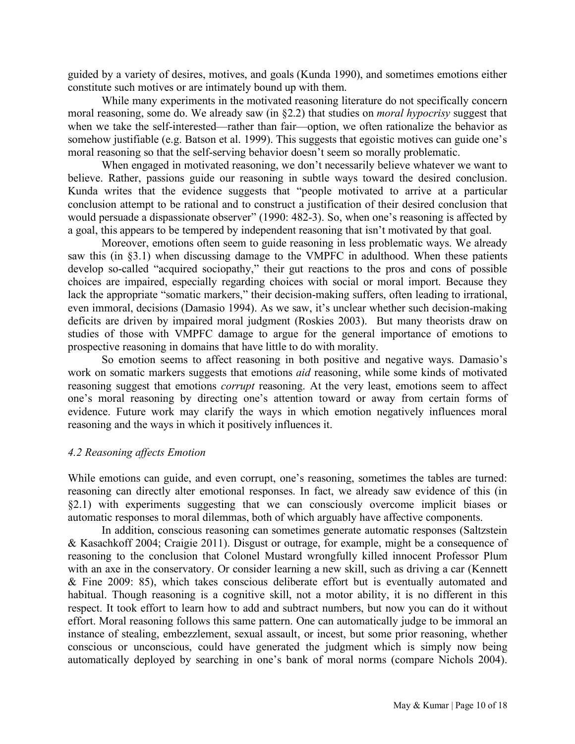guided by a variety of desires, motives, and goals (Kunda 1990), and sometimes emotions either constitute such motives or are intimately bound up with them.

While many experiments in the motivated reasoning literature do not specifically concern moral reasoning, some do. We already saw (in §2.2) that studies on *moral hypocrisy* suggest that when we take the self-interested—rather than fair—option, we often rationalize the behavior as somehow justifiable (e.g. Batson et al. 1999). This suggests that egoistic motives can guide one's moral reasoning so that the self-serving behavior doesn't seem so morally problematic.

When engaged in motivated reasoning, we don't necessarily believe whatever we want to believe. Rather, passions guide our reasoning in subtle ways toward the desired conclusion. Kunda writes that the evidence suggests that "people motivated to arrive at a particular conclusion attempt to be rational and to construct a justification of their desired conclusion that would persuade a dispassionate observer" (1990: 482-3). So, when one's reasoning is affected by a goal, this appears to be tempered by independent reasoning that isn't motivated by that goal.

Moreover, emotions often seem to guide reasoning in less problematic ways. We already saw this (in §3.1) when discussing damage to the VMPFC in adulthood. When these patients develop so-called "acquired sociopathy," their gut reactions to the pros and cons of possible choices are impaired, especially regarding choices with social or moral import. Because they lack the appropriate "somatic markers," their decision-making suffers, often leading to irrational, even immoral, decisions (Damasio 1994). As we saw, it's unclear whether such decision-making deficits are driven by impaired moral judgment (Roskies 2003). But many theorists draw on studies of those with VMPFC damage to argue for the general importance of emotions to prospective reasoning in domains that have little to do with morality.

So emotion seems to affect reasoning in both positive and negative ways. Damasio's work on somatic markers suggests that emotions *aid* reasoning, while some kinds of motivated reasoning suggest that emotions *corrupt* reasoning. At the very least, emotions seem to affect one's moral reasoning by directing one's attention toward or away from certain forms of evidence. Future work may clarify the ways in which emotion negatively influences moral reasoning and the ways in which it positively influences it.

### *4.2 Reasoning affects Emotion*

While emotions can guide, and even corrupt, one's reasoning, sometimes the tables are turned: reasoning can directly alter emotional responses. In fact, we already saw evidence of this (in §2.1) with experiments suggesting that we can consciously overcome implicit biases or automatic responses to moral dilemmas, both of which arguably have affective components.

In addition, conscious reasoning can sometimes generate automatic responses (Saltzstein & Kasachkoff 2004; Craigie 2011). Disgust or outrage, for example, might be a consequence of reasoning to the conclusion that Colonel Mustard wrongfully killed innocent Professor Plum with an axe in the conservatory. Or consider learning a new skill, such as driving a car (Kennett & Fine 2009: 85), which takes conscious deliberate effort but is eventually automated and habitual. Though reasoning is a cognitive skill, not a motor ability, it is no different in this respect. It took effort to learn how to add and subtract numbers, but now you can do it without effort. Moral reasoning follows this same pattern. One can automatically judge to be immoral an instance of stealing, embezzlement, sexual assault, or incest, but some prior reasoning, whether conscious or unconscious, could have generated the judgment which is simply now being automatically deployed by searching in one's bank of moral norms (compare Nichols 2004).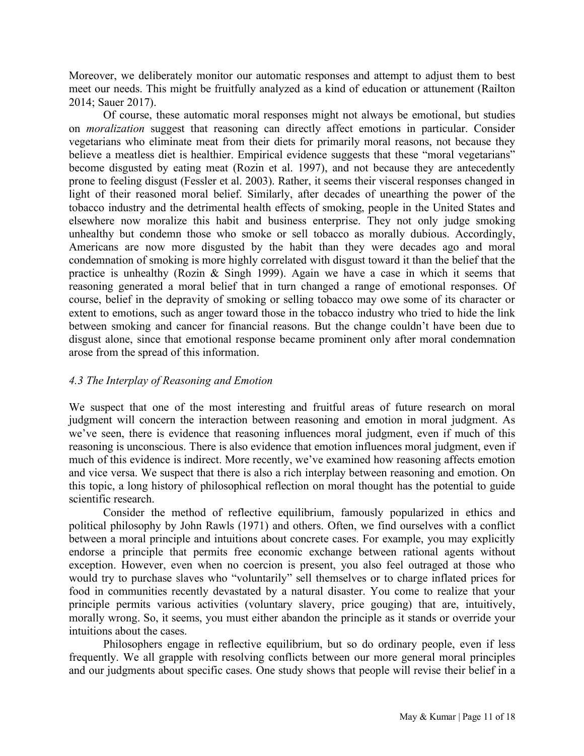Moreover, we deliberately monitor our automatic responses and attempt to adjust them to best meet our needs. This might be fruitfully analyzed as a kind of education or attunement (Railton 2014; Sauer 2017).

Of course, these automatic moral responses might not always be emotional, but studies on *moralization* suggest that reasoning can directly affect emotions in particular. Consider vegetarians who eliminate meat from their diets for primarily moral reasons, not because they believe a meatless diet is healthier. Empirical evidence suggests that these "moral vegetarians" become disgusted by eating meat (Rozin et al. 1997), and not because they are antecedently prone to feeling disgust (Fessler et al. 2003). Rather, it seems their visceral responses changed in light of their reasoned moral belief. Similarly, after decades of unearthing the power of the tobacco industry and the detrimental health effects of smoking, people in the United States and elsewhere now moralize this habit and business enterprise. They not only judge smoking unhealthy but condemn those who smoke or sell tobacco as morally dubious. Accordingly, Americans are now more disgusted by the habit than they were decades ago and moral condemnation of smoking is more highly correlated with disgust toward it than the belief that the practice is unhealthy (Rozin & Singh 1999). Again we have a case in which it seems that reasoning generated a moral belief that in turn changed a range of emotional responses. Of course, belief in the depravity of smoking or selling tobacco may owe some of its character or extent to emotions, such as anger toward those in the tobacco industry who tried to hide the link between smoking and cancer for financial reasons. But the change couldn't have been due to disgust alone, since that emotional response became prominent only after moral condemnation arose from the spread of this information.

### *4.3 The Interplay of Reasoning and Emotion*

We suspect that one of the most interesting and fruitful areas of future research on moral judgment will concern the interaction between reasoning and emotion in moral judgment. As we've seen, there is evidence that reasoning influences moral judgment, even if much of this reasoning is unconscious. There is also evidence that emotion influences moral judgment, even if much of this evidence is indirect. More recently, we've examined how reasoning affects emotion and vice versa. We suspect that there is also a rich interplay between reasoning and emotion. On this topic, a long history of philosophical reflection on moral thought has the potential to guide scientific research.

Consider the method of reflective equilibrium, famously popularized in ethics and political philosophy by John Rawls (1971) and others. Often, we find ourselves with a conflict between a moral principle and intuitions about concrete cases. For example, you may explicitly endorse a principle that permits free economic exchange between rational agents without exception. However, even when no coercion is present, you also feel outraged at those who would try to purchase slaves who "voluntarily" sell themselves or to charge inflated prices for food in communities recently devastated by a natural disaster. You come to realize that your principle permits various activities (voluntary slavery, price gouging) that are, intuitively, morally wrong. So, it seems, you must either abandon the principle as it stands or override your intuitions about the cases.

Philosophers engage in reflective equilibrium, but so do ordinary people, even if less frequently. We all grapple with resolving conflicts between our more general moral principles and our judgments about specific cases. One study shows that people will revise their belief in a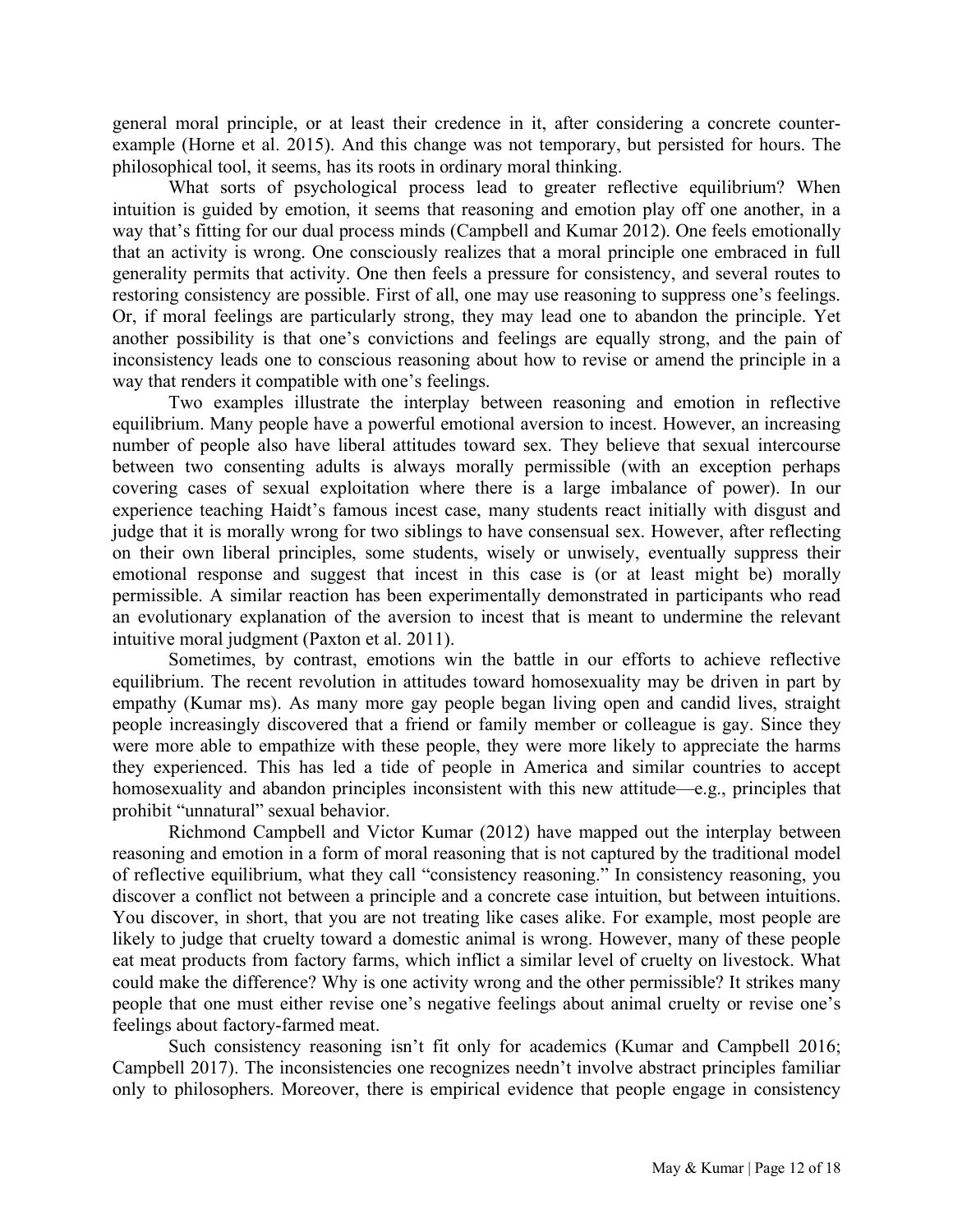general moral principle, or at least their credence in it, after considering a concrete counter-example (Horne et al. 2015). And this change was not temporary, but persisted for hours. The philosophical tool, it seems, has its roots in ordinary moral thinking.

What sorts of psychological process lead to greater reflective equilibrium? When intuition is guided by emotion, it seems that reasoning and emotion play off one another, in a way that's fitting for our dual process minds (Campbell and Kumar 2012). One feels emotionally that an activity is wrong. One consciously realizes that a moral principle one embraced in full generality permits that activity. One then feels a pressure for consistency, and several routes to restoring consistency are possible. First of all, one may use reasoning to suppress one's feelings. Or, if moral feelings are particularly strong, they may lead one to abandon the principle. Yet another possibility is that one's convictions and feelings are equally strong, and the pain of inconsistency leads one to conscious reasoning about how to revise or amend the principle in a way that renders it compatible with one's feelings.

Two examples illustrate the interplay between reasoning and emotion in reflective equilibrium. Many people have a powerful emotional aversion to incest. However, an increasing number of people also have liberal attitudes toward sex. They believe that sexual intercourse between two consenting adults is always morally permissible (with an exception perhaps covering cases of sexual exploitation where there is a large imbalance of power). In our experience teaching Haidt's famous incest case, many students react initially with disgust and judge that it is morally wrong for two siblings to have consensual sex. However, after reflecting on their own liberal principles, some students, wisely or unwisely, eventually suppress their emotional response and suggest that incest in this case is (or at least might be) morally permissible. A similar reaction has been experimentally demonstrated in participants who read an evolutionary explanation of the aversion to incest that is meant to undermine the relevant intuitive moral judgment (Paxton et al. 2011).

Sometimes, by contrast, emotions win the battle in our efforts to achieve reflective equilibrium. The recent revolution in attitudes toward homosexuality may be driven in part by empathy (Kumar ms). As many more gay people began living open and candid lives, straight people increasingly discovered that a friend or family member or colleague is gay. Since they were more able to empathize with these people, they were more likely to appreciate the harms they experienced. This has led a tide of people in America and similar countries to accept homosexuality and abandon principles inconsistent with this new attitude—e.g., principles that prohibit "unnatural" sexual behavior.

Richmond Campbell and Victor Kumar (2012) have mapped out the interplay between reasoning and emotion in a form of moral reasoning that is not captured by the traditional model of reflective equilibrium, what they call "consistency reasoning." In consistency reasoning, you discover a conflict not between a principle and a concrete case intuition, but between intuitions. You discover, in short, that you are not treating like cases alike. For example, most people are likely to judge that cruelty toward a domestic animal is wrong. However, many of these people eat meat products from factory farms, which inflict a similar level of cruelty on livestock. What could make the difference? Why is one activity wrong and the other permissible? It strikes many people that one must either revise one's negative feelings about animal cruelty or revise one's feelings about factory-farmed meat.

Such consistency reasoning isn't fit only for academics (Kumar and Campbell 2016; Campbell 2017). The inconsistencies one recognizes needn't involve abstract principles familiar only to philosophers. Moreover, there is empirical evidence that people engage in consistency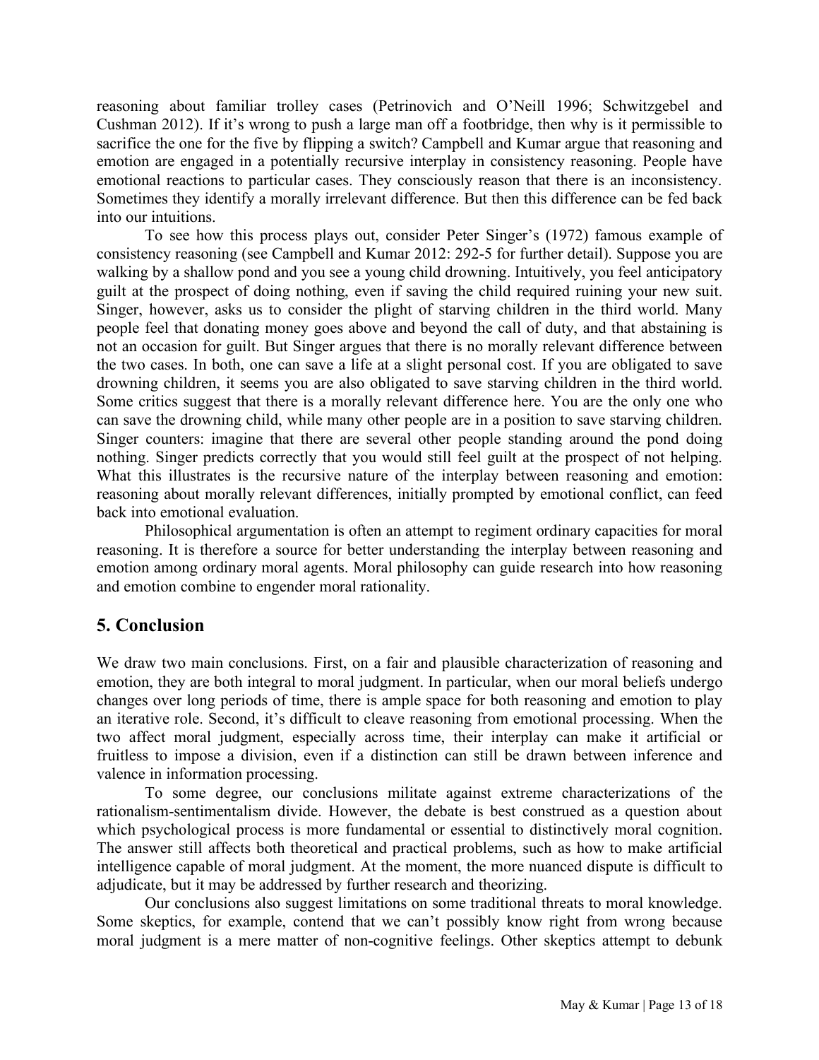reasoning about familiar trolley cases (Petrinovich and O'Neill 1996; Schwitzgebel and Cushman 2012). If it's wrong to push a large man off a footbridge, then why is it permissible to sacrifice the one for the five by flipping a switch? Campbell and Kumar argue that reasoning and emotion are engaged in a potentially recursive interplay in consistency reasoning. People have emotional reactions to particular cases. They consciously reason that there is an inconsistency. Sometimes they identify a morally irrelevant difference. But then this difference can be fed back into our intuitions.

To see how this process plays out, consider Peter Singer's (1972) famous example of consistency reasoning (see Campbell and Kumar 2012: 292-5 for further detail). Suppose you are walking by a shallow pond and you see a young child drowning. Intuitively, you feel anticipatory guilt at the prospect of doing nothing, even if saving the child required ruining your new suit. Singer, however, asks us to consider the plight of starving children in the third world. Many people feel that donating money goes above and beyond the call of duty, and that abstaining is not an occasion for guilt. But Singer argues that there is no morally relevant difference between the two cases. In both, one can save a life at a slight personal cost. If you are obligated to save drowning children, it seems you are also obligated to save starving children in the third world. Some critics suggest that there is a morally relevant difference here. You are the only one who can save the drowning child, while many other people are in a position to save starving children. Singer counters: imagine that there are several other people standing around the pond doing nothing. Singer predicts correctly that you would still feel guilt at the prospect of not helping. What this illustrates is the recursive nature of the interplay between reasoning and emotion: reasoning about morally relevant differences, initially prompted by emotional conflict, can feed back into emotional evaluation.

Philosophical argumentation is often an attempt to regiment ordinary capacities for moral reasoning. It is therefore a source for better understanding the interplay between reasoning and emotion among ordinary moral agents. Moral philosophy can guide research into how reasoning and emotion combine to engender moral rationality.

## 5. Conclusion

We draw two main conclusions. First, on a fair and plausible characterization of reasoning and emotion, they are both integral to moral judgment. In particular, when our moral beliefs undergo changes over long periods of time, there is ample space for both reasoning and emotion to play an iterative role. Second, it's difficult to cleave reasoning from emotional processing. When the two affect moral judgment, especially across time, their interplay can make it artificial or fruitless to impose a division, even if a distinction can still be drawn between inference and valence in information processing.

To some degree, our conclusions militate against extreme characterizations of the rationalism-sentimentalism divide. However, the debate is best construed as a question about which psychological process is more fundamental or essential to distinctively moral cognition. The answer still affects both theoretical and practical problems, such as how to make artificial intelligence capable of moral judgment. At the moment, the more nuanced dispute is difficult to adjudicate, but it may be addressed by further research and theorizing.

Our conclusions also suggest limitations on some traditional threats to moral knowledge. Some skeptics, for example, contend that we can't possibly know right from wrong because moral judgment is a mere matter of non-cognitive feelings. Other skeptics attempt to debunk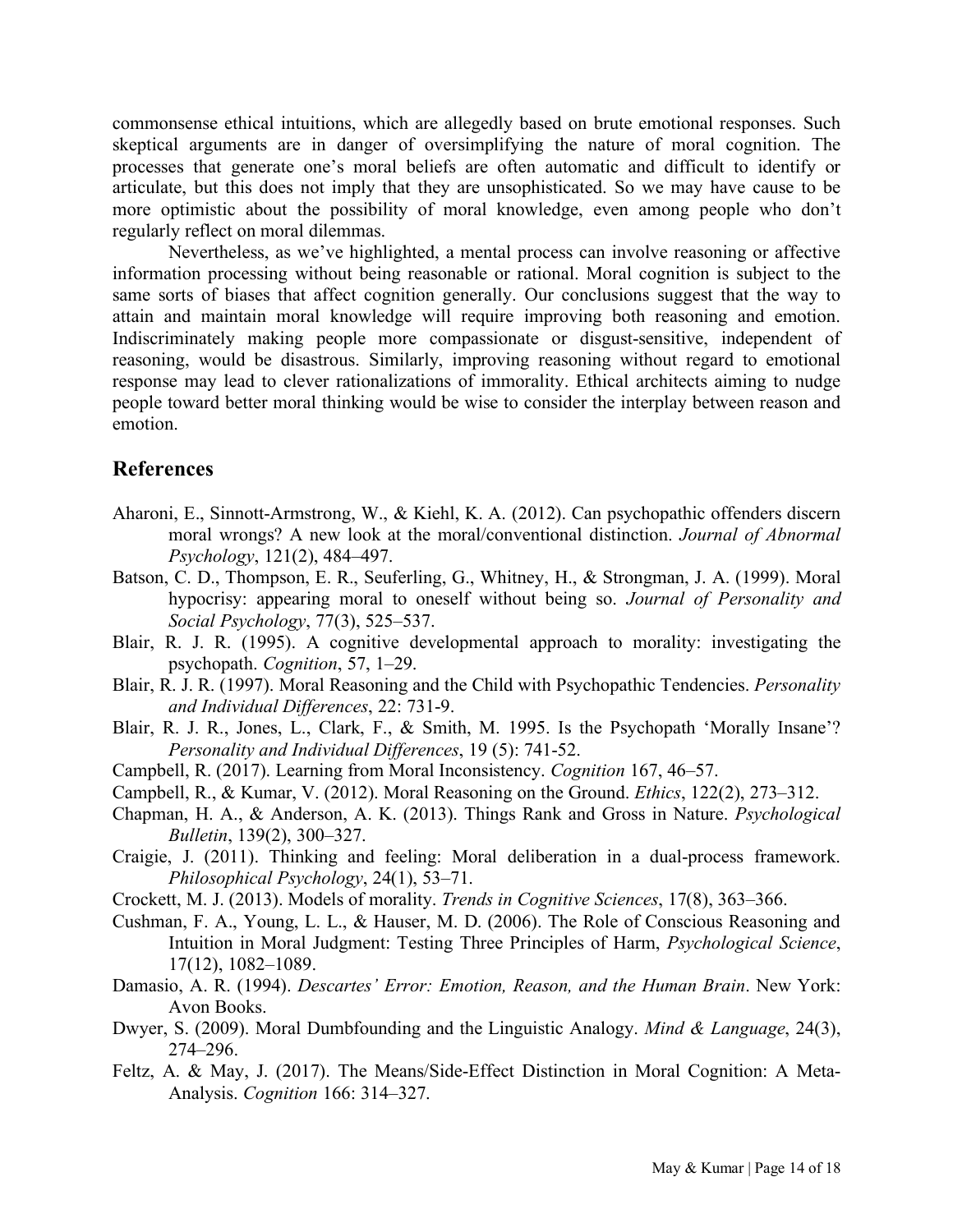commonsense ethical intuitions, which are allegedly based on brute emotional responses. Such skeptical arguments are in danger of oversimplifying the nature of moral cognition. The processes that generate one's moral beliefs are often automatic and difficult to identify or articulate, but this does not imply that they are unsophisticated. So we may have cause to be more optimistic about the possibility of moral knowledge, even among people who don't regularly reflect on moral dilemmas.

Nevertheless, as we've highlighted, a mental process can involve reasoning or affective information processing without being reasonable or rational. Moral cognition is subject to the same sorts of biases that affect cognition generally. Our conclusions suggest that the way to attain and maintain moral knowledge will require improving both reasoning and emotion. Indiscriminately making people more compassionate or disgust-sensitive, independent of reasoning, would be disastrous. Similarly, improving reasoning without regard to emotional response may lead to clever rationalizations of immorality. Ethical architects aiming to nudge people toward better moral thinking would be wise to consider the interplay between reason and emotion.

## References

Aharoni, E., Sinnott-Armstrong, W., & Kiehl, K. A. (2012). Can psychopathic offenders discern moral wrongs? A new look at the moral/conventional distinction. *Journal of Abnormal Psychology*, 121(2), 484–497.

Batson, C. D., Thompson, E. R., Seuferling, G., Whitney, H., & Strongman, J. A. (1999). Moral hypocrisy: appearing moral to oneself without being so. *Journal of Personality and Social Psychology*, 77(3), 525–537.

Blair, R. J. R. (1995). A cognitive developmental approach to morality: investigating the psychopath. *Cognition*, 57, 1–29.

Blair, R. J. R. (1997). Moral Reasoning and the Child with Psychopathic Tendencies. *Personality and Individual Differences*, 22: 731-9.

Blair, R. J. R., Jones, L., Clark, F., & Smith, M. 1995. Is the Psychopath 'Morally Insane'? *Personality and Individual Differences*, 19 (5): 741-52.

Campbell, R. (2017). Learning from Moral Inconsistency. *Cognition* 167, 46–57.

Campbell, R., & Kumar, V. (2012). Moral Reasoning on the Ground. *Ethics*, 122(2), 273–312.

Chapman, H. A., & Anderson, A. K. (2013). Things Rank and Gross in Nature. *Psychological Bulletin*, 139(2), 300–327.

Craigie, J. (2011). Thinking and feeling: Moral deliberation in a dual-process framework. *Philosophical Psychology*, 24(1), 53–71.

Crockett, M. J. (2013). Models of morality. *Trends in Cognitive Sciences*, 17(8), 363–366.

Cushman, F. A., Young, L. L., & Hauser, M. D. (2006). The Role of Conscious Reasoning and Intuition in Moral Judgment: Testing Three Principles of Harm, *Psychological Science*, 17(12), 1082–1089.

Damasio, A. R. (1994). *Descartes' Error: Emotion, Reason, and the Human Brain*. New York: Avon Books.

Dwyer, S. (2009). Moral Dumbfounding and the Linguistic Analogy. *Mind & Language*, 24(3), 274–296.

Feltz, A. & May, J. (2017). The Means/Side-Effect Distinction in Moral Cognition: A Meta-Analysis. *Cognition* 166: 314–327.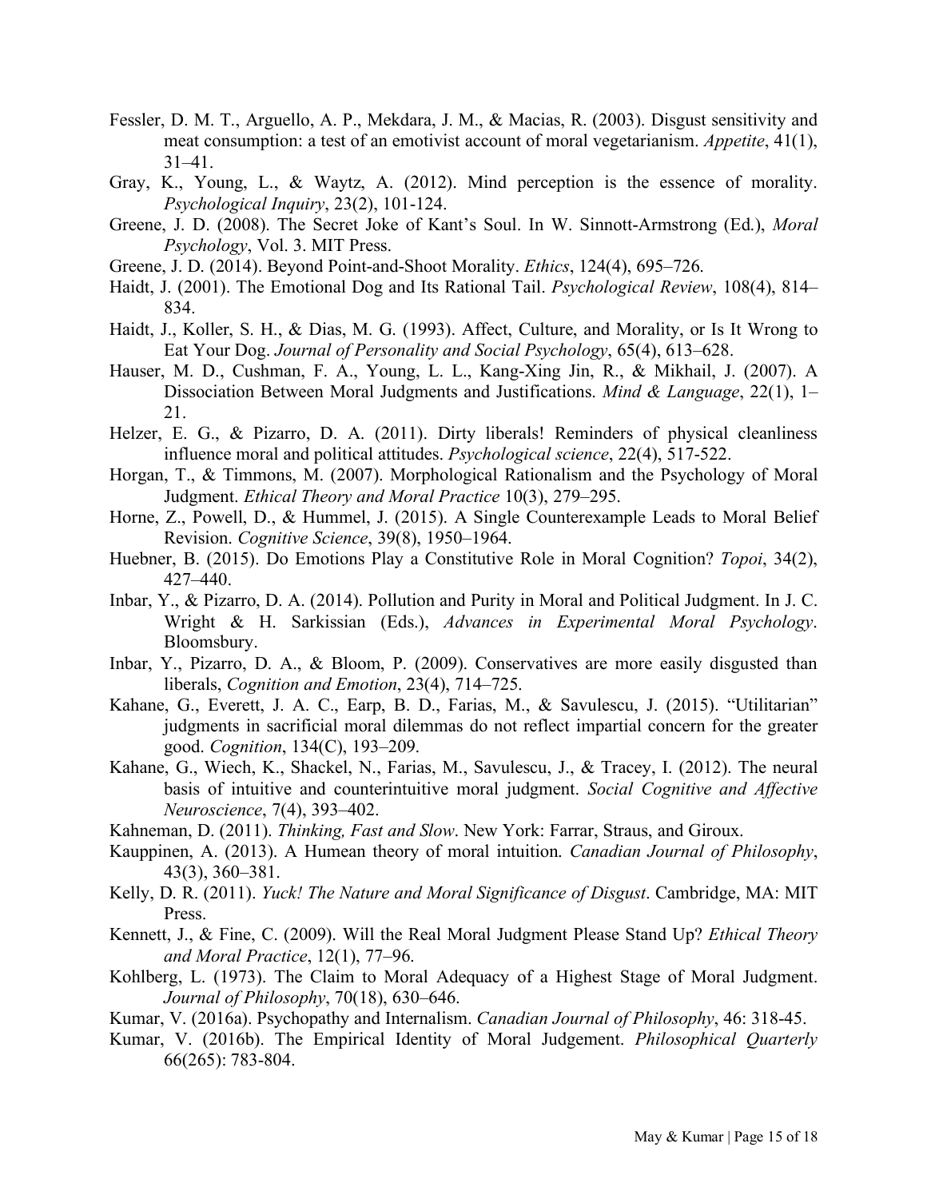Fessler, D. M. T., Arguello, A. P., Mekdara, J. M., & Macias, R. (2003). Disgust sensitivity and meat consumption: a test of an emotivist account of moral vegetarianism. *Appetite*, 41(1), 31–41.

Gray, K., Young, L., & Waytz, A. (2012). Mind perception is the essence of morality. *Psychological Inquiry*, 23(2), 101-124.

Greene, J. D. (2008). The Secret Joke of Kant's Soul. In W. Sinnott-Armstrong (Ed.), *Moral Psychology*, Vol. 3. MIT Press.

Greene, J. D. (2014). Beyond Point-and-Shoot Morality. *Ethics*, 124(4), 695–726.

Haidt, J. (2001). The Emotional Dog and Its Rational Tail. *Psychological Review*, 108(4), 814–834.

Haidt, J., Koller, S. H., & Dias, M. G. (1993). Affect, Culture, and Morality, or Is It Wrong to Eat Your Dog. *Journal of Personality and Social Psychology*, 65(4), 613–628.

Hauser, M. D., Cushman, F. A., Young, L. L., Kang-Xing Jin, R., & Mikhail, J. (2007). A Dissociation Between Moral Judgments and Justifications. *Mind & Language*, 22(1), 1–21.

Helzer, E. G., & Pizarro, D. A. (2011). Dirty liberals! Reminders of physical cleanliness influence moral and political attitudes. *Psychological science*, 22(4), 517-522.

Horgan, T., & Timmons, M. (2007). Morphological Rationalism and the Psychology of Moral Judgment. *Ethical Theory and Moral Practice* 10(3), 279–295.

Horne, Z., Powell, D., & Hummel, J. (2015). A Single Counterexample Leads to Moral Belief Revision. *Cognitive Science*, 39(8), 1950–1964.

Huebner, B. (2015). Do Emotions Play a Constitutive Role in Moral Cognition? *Topoi*, 34(2), 427–440.

Inbar, Y., & Pizarro, D. A. (2014). Pollution and Purity in Moral and Political Judgment. In J. C. Wright & H. Sarkissian (Eds.), *Advances in Experimental Moral Psychology*. Bloomsbury.

Inbar, Y., Pizarro, D. A., & Bloom, P. (2009). Conservatives are more easily disgusted than liberals, *Cognition and Emotion*, 23(4), 714–725.

Kahane, G., Everett, J. A. C., Earp, B. D., Farias, M., & Savulescu, J. (2015). "Utilitarian" judgments in sacrificial moral dilemmas do not reflect impartial concern for the greater good. *Cognition*, 134(C), 193–209.

Kahane, G., Wiech, K., Shackel, N., Farias, M., Savulescu, J., & Tracey, I. (2012). The neural basis of intuitive and counterintuitive moral judgment. *Social Cognitive and Affective Neuroscience*, 7(4), 393–402.

Kahneman, D. (2011). *Thinking, Fast and Slow*. New York: Farrar, Straus, and Giroux.

Kauppinen, A. (2013). A Humean theory of moral intuition. *Canadian Journal of Philosophy*, 43(3), 360–381.

Kelly, D. R. (2011). *Yuck! The Nature and Moral Significance of Disgust*. Cambridge, MA: MIT Press.

Kennett, J., & Fine, C. (2009). Will the Real Moral Judgment Please Stand Up? *Ethical Theory and Moral Practice*, 12(1), 77–96.

Kohlberg, L. (1973). The Claim to Moral Adequacy of a Highest Stage of Moral Judgment. *Journal of Philosophy*, 70(18), 630–646.

Kumar, V. (2016a). Psychopathy and Internalism. *Canadian Journal of Philosophy*, 46: 318-45.

Kumar, V. (2016b). The Empirical Identity of Moral Judgement. *Philosophical Quarterly* 66(265): 783-804.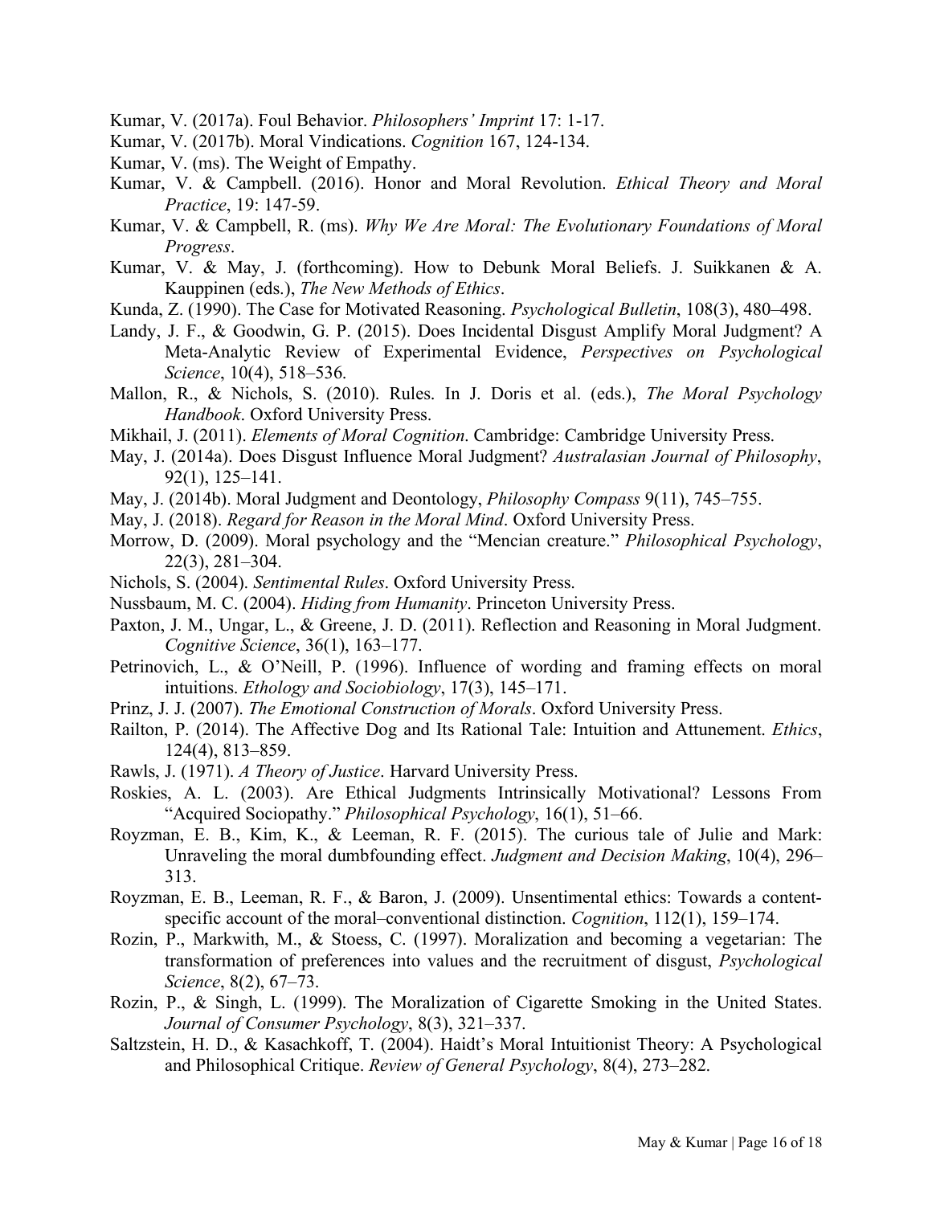Kumar, V. (2017a). Foul Behavior. *Philosophers' Imprint* 17: 1-17.

Kumar, V. (2017b). Moral Vindications. *Cognition* 167, 124-134.

Kumar, V. (ms). The Weight of Empathy.

Kumar, V. & Campbell. (2016). Honor and Moral Revolution. *Ethical Theory and Moral Practice*, 19: 147-59.

Kumar, V. & Campbell, R. (ms). *Why We Are Moral: The Evolutionary Foundations of Moral Progress*.

Kumar, V. & May, J. (forthcoming). How to Debunk Moral Beliefs. J. Suikkanen & A. Kauppinen (eds.), *The New Methods of Ethics*.

Kunda, Z. (1990). The Case for Motivated Reasoning. *Psychological Bulletin*, 108(3), 480–498.

Landy, J. F., & Goodwin, G. P. (2015). Does Incidental Disgust Amplify Moral Judgment? A Meta-Analytic Review of Experimental Evidence, *Perspectives on Psychological Science*, 10(4), 518–536.

Mallon, R., & Nichols, S. (2010). Rules. In J. Doris et al. (eds.), *The Moral Psychology Handbook*. Oxford University Press.

Mikhail, J. (2011). *Elements of Moral Cognition*. Cambridge: Cambridge University Press.

May, J. (2014a). Does Disgust Influence Moral Judgment? *Australasian Journal of Philosophy*, 92(1), 125–141.

May, J. (2014b). Moral Judgment and Deontology, *Philosophy Compass* 9(11), 745–755.

May, J. (2018). *Regard for Reason in the Moral Mind*. Oxford University Press.

Morrow, D. (2009). Moral psychology and the "Mencian creature." *Philosophical Psychology*, 22(3), 281–304.

Nichols, S. (2004). *Sentimental Rules*. Oxford University Press.

Nussbaum, M. C. (2004). *Hiding from Humanity*. Princeton University Press.

Paxton, J. M., Ungar, L., & Greene, J. D. (2011). Reflection and Reasoning in Moral Judgment. *Cognitive Science*, 36(1), 163–177.

Petrinovich, L., & O'Neill, P. (1996). Influence of wording and framing effects on moral intuitions. *Ethology and Sociobiology*, 17(3), 145–171.

Prinz, J. J. (2007). *The Emotional Construction of Morals*. Oxford University Press.

Railton, P. (2014). The Affective Dog and Its Rational Tale: Intuition and Attunement. *Ethics*, 124(4), 813–859.

Rawls, J. (1971). *A Theory of Justice*. Harvard University Press.

Roskies, A. L. (2003). Are Ethical Judgments Intrinsically Motivational? Lessons From "Acquired Sociopathy." *Philosophical Psychology*, 16(1), 51–66.

Royzman, E. B., Kim, K., & Leeman, R. F. (2015). The curious tale of Julie and Mark: Unraveling the moral dumbfounding effect. *Judgment and Decision Making*, 10(4), 296–313.

Royzman, E. B., Leeman, R. F., & Baron, J. (2009). Unsentimental ethics: Towards a content-specific account of the moral–conventional distinction. *Cognition*, 112(1), 159–174.

Rozin, P., Markwith, M., & Stoess, C. (1997). Moralization and becoming a vegetarian: The transformation of preferences into values and the recruitment of disgust, *Psychological Science*, 8(2), 67–73.

Rozin, P., & Singh, L. (1999). The Moralization of Cigarette Smoking in the United States. *Journal of Consumer Psychology*, 8(3), 321–337.

Saltzstein, H. D., & Kasachkoff, T. (2004). Haidt's Moral Intuitionist Theory: A Psychological and Philosophical Critique. *Review of General Psychology*, 8(4), 273–282.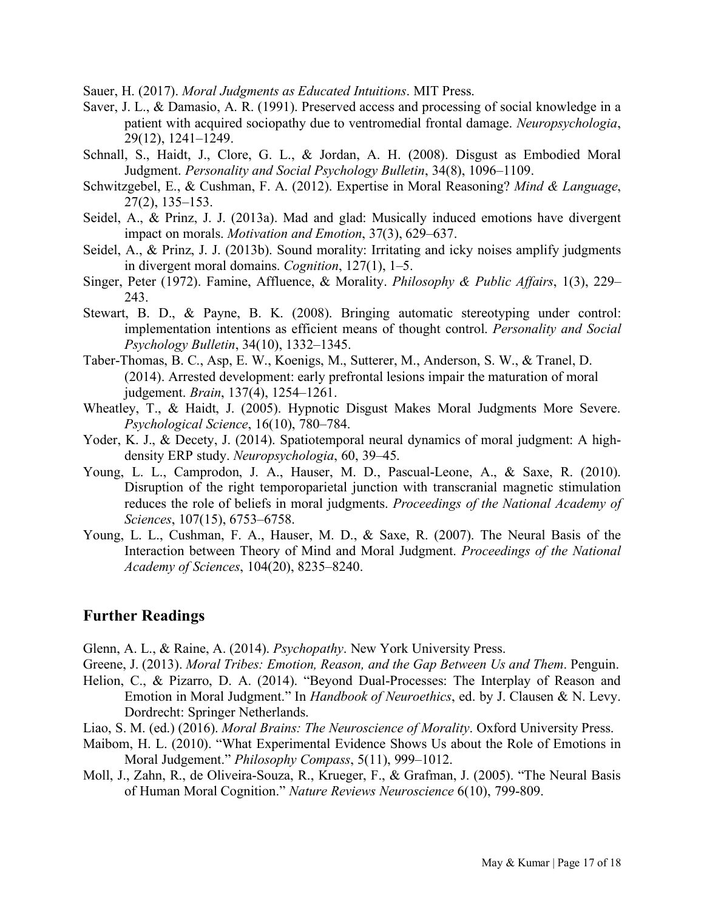Sauer, H. (2017). *Moral Judgments as Educated Intuitions*. MIT Press.

Saver, J. L., & Damasio, A. R. (1991). Preserved access and processing of social knowledge in a patient with acquired sociopathy due to ventromedial frontal damage. *Neuropsychologia*, 29(12), 1241–1249.

Schnall, S., Haidt, J., Clore, G. L., & Jordan, A. H. (2008). Disgust as Embodied Moral Judgment. *Personality and Social Psychology Bulletin*, 34(8), 1096–1109.

Schwitzgebel, E., & Cushman, F. A. (2012). Expertise in Moral Reasoning? *Mind & Language*, 27(2), 135–153.

Seidel, A., & Prinz, J. J. (2013a). Mad and glad: Musically induced emotions have divergent impact on morals. *Motivation and Emotion*, 37(3), 629–637.

Seidel, A., & Prinz, J. J. (2013b). Sound morality: Irritating and icky noises amplify judgments in divergent moral domains. *Cognition*, 127(1), 1–5.

Singer, Peter (1972). Famine, Affluence, & Morality. *Philosophy & Public Affairs*, 1(3), 229–243.

Stewart, B. D., & Payne, B. K. (2008). Bringing automatic stereotyping under control: implementation intentions as efficient means of thought control. *Personality and Social Psychology Bulletin*, 34(10), 1332–1345.

Taber-Thomas, B. C., Asp, E. W., Koenigs, M., Sutterer, M., Anderson, S. W., & Tranel, D. (2014). Arrested development: early prefrontal lesions impair the maturation of moral judgement. *Brain*, 137(4), 1254–1261.

Wheatley, T., & Haidt, J. (2005). Hypnotic Disgust Makes Moral Judgments More Severe. *Psychological Science*, 16(10), 780–784.

Yoder, K. J., & Decety, J. (2014). Spatiotemporal neural dynamics of moral judgment: A high-density ERP study. *Neuropsychologia*, 60, 39–45.

Young, L. L., Camprodon, J. A., Hauser, M. D., Pascual-Leone, A., & Saxe, R. (2010). Disruption of the right temporoparietal junction with transcranial magnetic stimulation reduces the role of beliefs in moral judgments. *Proceedings of the National Academy of Sciences*, 107(15), 6753–6758.

Young, L. L., Cushman, F. A., Hauser, M. D., & Saxe, R. (2007). The Neural Basis of the Interaction between Theory of Mind and Moral Judgment. *Proceedings of the National Academy of Sciences*, 104(20), 8235–8240.

## Further Readings

Glenn, A. L., & Raine, A. (2014). *Psychopathy*. New York University Press.

Greene, J. (2013). *Moral Tribes: Emotion, Reason, and the Gap Between Us and Them*. Penguin.

Helion, C., & Pizarro, D. A. (2014). "Beyond Dual-Processes: The Interplay of Reason and Emotion in Moral Judgment." In *Handbook of Neuroethics*, ed. by J. Clausen & N. Levy. Dordrecht: Springer Netherlands.

Liao, S. M. (ed.) (2016). *Moral Brains: The Neuroscience of Morality*. Oxford University Press.

Maibom, H. L. (2010). "What Experimental Evidence Shows Us about the Role of Emotions in Moral Judgement." *Philosophy Compass*, 5(11), 999–1012.

Moll, J., Zahn, R., de Oliveira-Souza, R., Krueger, F., & Grafman, J. (2005). "The Neural Basis of Human Moral Cognition." *Nature Reviews Neuroscience* 6(10), 799-809.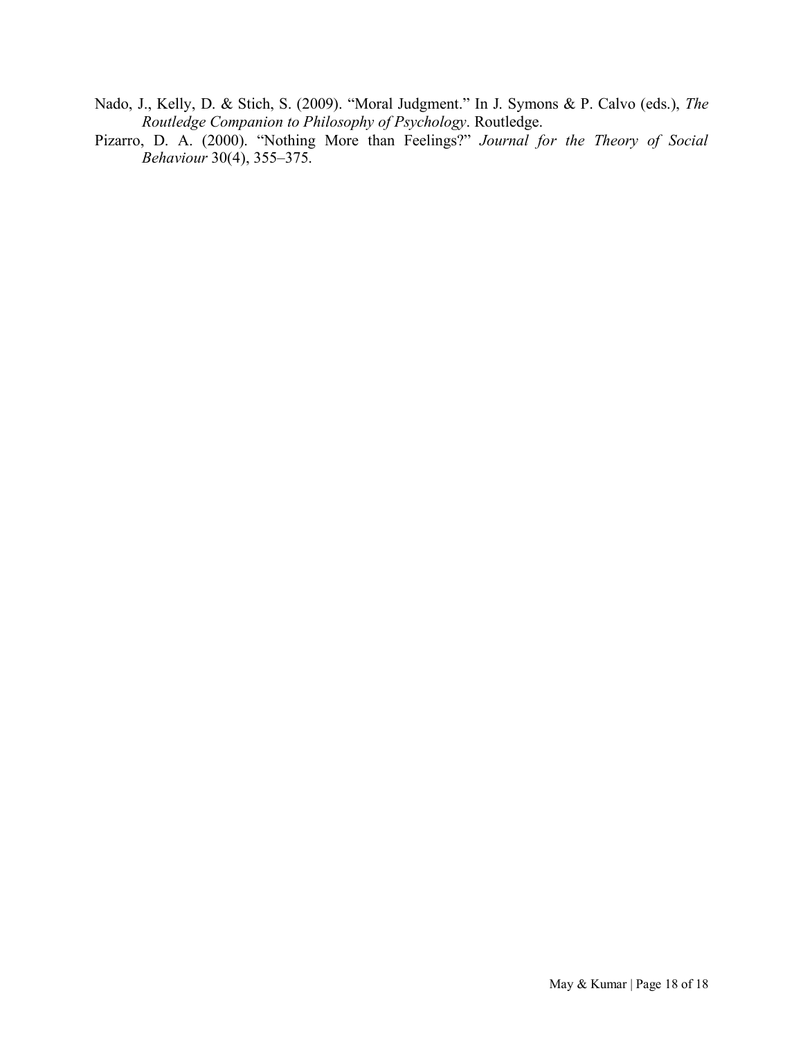Nado, J., Kelly, D. & Stich, S. (2009). "Moral Judgment." In J. Symons & P. Calvo (eds.), *The Routledge Companion to Philosophy of Psychology*. Routledge.

Pizarro, D. A. (2000). "Nothing More than Feelings?" *Journal for the Theory of Social Behaviour* 30(4), 355–375.